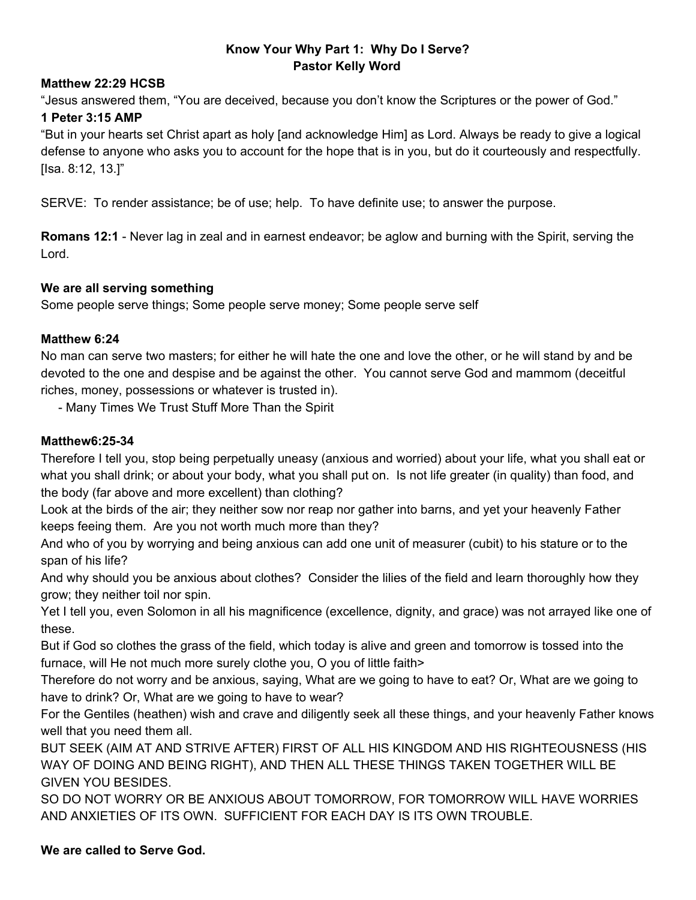**Know Your Why Part 1: Why Do I Serve?**
**Pastor Kelly Word**

**Matthew 22:29 HCSB**
"Jesus answered them, "You are deceived, because you don't know the Scriptures or the power of God."
**1 Peter 3:15 AMP**
"But in your hearts set Christ apart as holy [and acknowledge Him] as Lord. Always be ready to give a logical defense to anyone who asks you to account for the hope that is in you, but do it courteously and respectfully. [Isa. 8:12, 13.]"

SERVE: To render assistance; be of use; help. To have definite use; to answer the purpose.

**Romans 12:1** - Never lag in zeal and in earnest endeavor; be aglow and burning with the Spirit, serving the Lord.

**We are all serving something**
Some people serve things; Some people serve money; Some people serve self

**Matthew 6:24**
No man can serve two masters; for either he will hate the one and love the other, or he will stand by and be devoted to the one and despise and be against the other. You cannot serve God and mammom (deceitful riches, money, possessions or whatever is trusted in).

- Many Times We Trust Stuff More Than the Spirit

**Matthew6:25-34**
Therefore I tell you, stop being perpetually uneasy (anxious and worried) about your life, what you shall eat or what you shall drink; or about your body, what you shall put on. Is not life greater (in quality) than food, and the body (far above and more excellent) than clothing?
Look at the birds of the air; they neither sow nor reap nor gather into barns, and yet your heavenly Father keeps feeing them. Are you not worth much more than they?
And who of you by worrying and being anxious can add one unit of measurer (cubit) to his stature or to the span of his life?
And why should you be anxious about clothes? Consider the lilies of the field and learn thoroughly how they grow; they neither toil nor spin.
Yet I tell you, even Solomon in all his magnificence (excellence, dignity, and grace) was not arrayed like one of these.
But if God so clothes the grass of the field, which today is alive and green and tomorrow is tossed into the furnace, will He not much more surely clothe you, O you of little faith>
Therefore do not worry and be anxious, saying, What are we going to have to eat? Or, What are we going to have to drink? Or, What are we going to have to wear?
For the Gentiles (heathen) wish and crave and diligently seek all these things, and your heavenly Father knows well that you need them all.
BUT SEEK (AIM AT AND STRIVE AFTER) FIRST OF ALL HIS KINGDOM AND HIS RIGHTEOUSNESS (HIS WAY OF DOING AND BEING RIGHT), AND THEN ALL THESE THINGS TAKEN TOGETHER WILL BE GIVEN YOU BESIDES.
SO DO NOT WORRY OR BE ANXIOUS ABOUT TOMORROW, FOR TOMORROW WILL HAVE WORRIES AND ANXIETIES OF ITS OWN. SUFFICIENT FOR EACH DAY IS ITS OWN TROUBLE.

**We are called to Serve God.**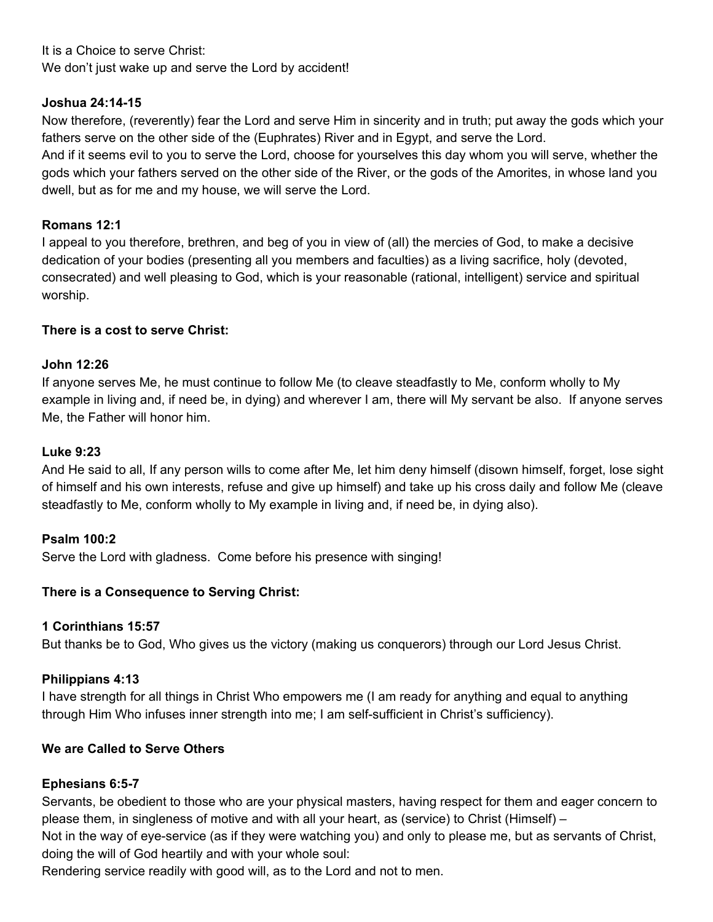It is a Choice to serve Christ:
We don't just wake up and serve the Lord by accident!

**Joshua 24:14-15**
Now therefore, (reverently) fear the Lord and serve Him in sincerity and in truth; put away the gods which your fathers serve on the other side of the (Euphrates) River and in Egypt, and serve the Lord.
And if it seems evil to you to serve the Lord, choose for yourselves this day whom you will serve, whether the gods which your fathers served on the other side of the River, or the gods of the Amorites, in whose land you dwell, but as for me and my house, we will serve the Lord.

**Romans 12:1**
I appeal to you therefore, brethren, and beg of you in view of (all) the mercies of God, to make a decisive dedication of your bodies (presenting all you members and faculties) as a living sacrifice, holy (devoted, consecrated) and well pleasing to God, which is your reasonable (rational, intelligent) service and spiritual worship.

**There is a cost to serve Christ:**

**John 12:26**
If anyone serves Me, he must continue to follow Me (to cleave steadfastly to Me, conform wholly to My example in living and, if need be, in dying) and wherever I am, there will My servant be also. If anyone serves Me, the Father will honor him.

**Luke 9:23**
And He said to all, If any person wills to come after Me, let him deny himself (disown himself, forget, lose sight of himself and his own interests, refuse and give up himself) and take up his cross daily and follow Me (cleave steadfastly to Me, conform wholly to My example in living and, if need be, in dying also).

**Psalm 100:2**
Serve the Lord with gladness. Come before his presence with singing!

**There is a Consequence to Serving Christ:**

**1 Corinthians 15:57**
But thanks be to God, Who gives us the victory (making us conquerors) through our Lord Jesus Christ.

**Philippians 4:13**
I have strength for all things in Christ Who empowers me (I am ready for anything and equal to anything through Him Who infuses inner strength into me; I am self-sufficient in Christ's sufficiency).

**We are Called to Serve Others**

**Ephesians 6:5-7**
Servants, be obedient to those who are your physical masters, having respect for them and eager concern to please them, in singleness of motive and with all your heart, as (service) to Christ (Himself) –
Not in the way of eye-service (as if they were watching you) and only to please me, but as servants of Christ, doing the will of God heartily and with your whole soul:
Rendering service readily with good will, as to the Lord and not to men.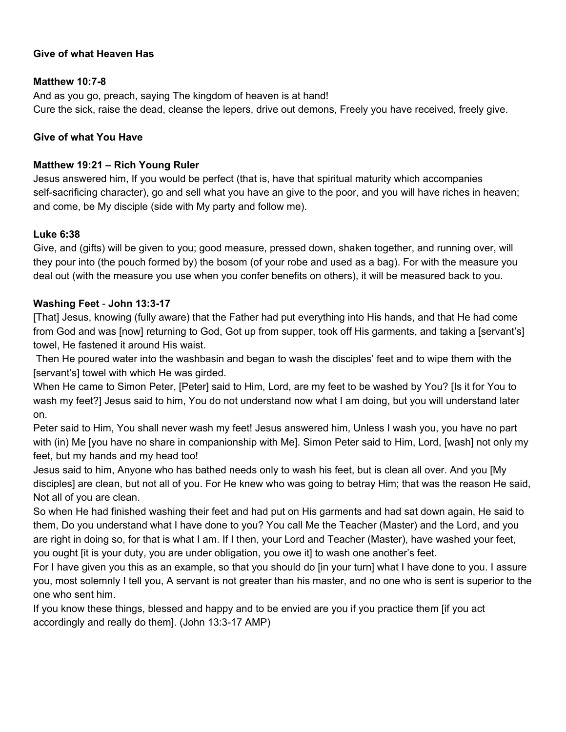**Give of what Heaven Has**

**Matthew 10:7-8**

And as you go, preach, saying The kingdom of heaven is at hand!
Cure the sick, raise the dead, cleanse the lepers, drive out demons, Freely you have received, freely give.

**Give of what You Have**

**Matthew 19:21 – Rich Young Ruler**

Jesus answered him, If you would be perfect (that is, have that spiritual maturity which accompanies self-sacrificing character), go and sell what you have an give to the poor, and you will have riches in heaven; and come, be My disciple (side with My party and follow me).

**Luke 6:38**

Give, and (gifts) will be given to you; good measure, pressed down, shaken together, and running over, will they pour into (the pouch formed by) the bosom (of your robe and used as a bag). For with the measure you deal out (with the measure you use when you confer benefits on others), it will be measured back to you.

**Washing Feet** - **John 13:3-17**

[That] Jesus, knowing (fully aware) that the Father had put everything into His hands, and that He had come from God and was [now] returning to God, Got up from supper, took off His garments, and taking a [servant's] towel, He fastened it around His waist.

Then He poured water into the washbasin and began to wash the disciples' feet and to wipe them with the [servant's] towel with which He was girded.

When He came to Simon Peter, [Peter] said to Him, Lord, are my feet to be washed by You? [Is it for You to wash my feet?] Jesus said to him, You do not understand now what I am doing, but you will understand later on.

Peter said to Him, You shall never wash my feet! Jesus answered him, Unless I wash you, you have no part with (in) Me [you have no share in companionship with Me]. Simon Peter said to Him, Lord, [wash] not only my feet, but my hands and my head too!

Jesus said to him, Anyone who has bathed needs only to wash his feet, but is clean all over. And you [My disciples] are clean, but not all of you. For He knew who was going to betray Him; that was the reason He said, Not all of you are clean.

So when He had finished washing their feet and had put on His garments and had sat down again, He said to them, Do you understand what I have done to you? You call Me the Teacher (Master) and the Lord, and you are right in doing so, for that is what I am. If I then, your Lord and Teacher (Master), have washed your feet, you ought [it is your duty, you are under obligation, you owe it] to wash one another's feet.

For I have given you this as an example, so that you should do [in your turn] what I have done to you. I assure you, most solemnly I tell you, A servant is not greater than his master, and no one who is sent is superior to the one who sent him.

If you know these things, blessed and happy and to be envied are you if you practice them [if you act accordingly and really do them]. (John 13:3-17 AMP)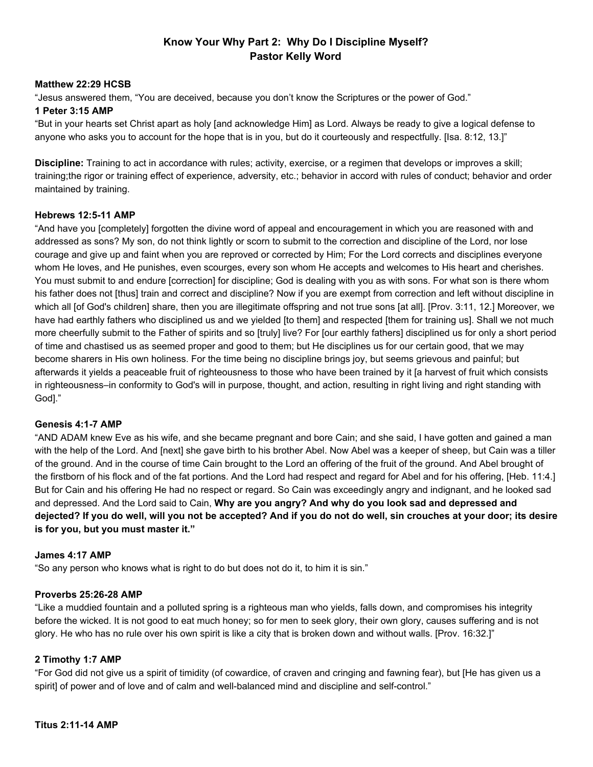# Know Your Why Part 2: Why Do I Discipline Myself?
## Pastor Kelly Word

**Matthew 22:29 HCSB**
"Jesus answered them, "You are deceived, because you don't know the Scriptures or the power of God."

**1 Peter 3:15 AMP**
"But in your hearts set Christ apart as holy [and acknowledge Him] as Lord. Always be ready to give a logical defense to anyone who asks you to account for the hope that is in you, but do it courteously and respectfully. [Isa. 8:12, 13.]"

**Discipline:** Training to act in accordance with rules; activity, exercise, or a regimen that develops or improves a skill; training;the rigor or training effect of experience, adversity, etc.; behavior in accord with rules of conduct; behavior and order maintained by training.

**Hebrews 12:5-11 AMP**
"And have you [completely] forgotten the divine word of appeal and encouragement in which you are reasoned with and addressed as sons? My son, do not think lightly or scorn to submit to the correction and discipline of the Lord, nor lose courage and give up and faint when you are reproved or corrected by Him; For the Lord corrects and disciplines everyone whom He loves, and He punishes, even scourges, every son whom He accepts and welcomes to His heart and cherishes. You must submit to and endure [correction] for discipline; God is dealing with you as with sons. For what son is there whom his father does not [thus] train and correct and discipline? Now if you are exempt from correction and left without discipline in which all [of God's children] share, then you are illegitimate offspring and not true sons [at all]. [Prov. 3:11, 12.] Moreover, we have had earthly fathers who disciplined us and we yielded [to them] and respected [them for training us]. Shall we not much more cheerfully submit to the Father of spirits and so [truly] live? For [our earthly fathers] disciplined us for only a short period of time and chastised us as seemed proper and good to them; but He disciplines us for our certain good, that we may become sharers in His own holiness. For the time being no discipline brings joy, but seems grievous and painful; but afterwards it yields a peaceable fruit of righteousness to those who have been trained by it [a harvest of fruit which consists in righteousness–in conformity to God's will in purpose, thought, and action, resulting in right living and right standing with God]."

**Genesis 4:1-7 AMP**
"AND ADAM knew Eve as his wife, and she became pregnant and bore Cain; and she said, I have gotten and gained a man with the help of the Lord. And [next] she gave birth to his brother Abel. Now Abel was a keeper of sheep, but Cain was a tiller of the ground. And in the course of time Cain brought to the Lord an offering of the fruit of the ground. And Abel brought of the firstborn of his flock and of the fat portions. And the Lord had respect and regard for Abel and for his offering, [Heb. 11:4.] But for Cain and his offering He had no respect or regard. So Cain was exceedingly angry and indignant, and he looked sad and depressed. And the Lord said to Cain, **Why are you angry? And why do you look sad and depressed and dejected? If you do well, will you not be accepted? And if you do not do well, sin crouches at your door; its desire is for you, but you must master it."**

**James 4:17 AMP**
"So any person who knows what is right to do but does not do it, to him it is sin."

**Proverbs 25:26-28 AMP**
"Like a muddied fountain and a polluted spring is a righteous man who yields, falls down, and compromises his integrity before the wicked. It is not good to eat much honey; so for men to seek glory, their own glory, causes suffering and is not glory. He who has no rule over his own spirit is like a city that is broken down and without walls. [Prov. 16:32.]"

**2 Timothy 1:7 AMP**
"For God did not give us a spirit of timidity (of cowardice, of craven and cringing and fawning fear), but [He has given us a spirit] of power and of love and of calm and well-balanced mind and discipline and self-control."

**Titus 2:11-14 AMP**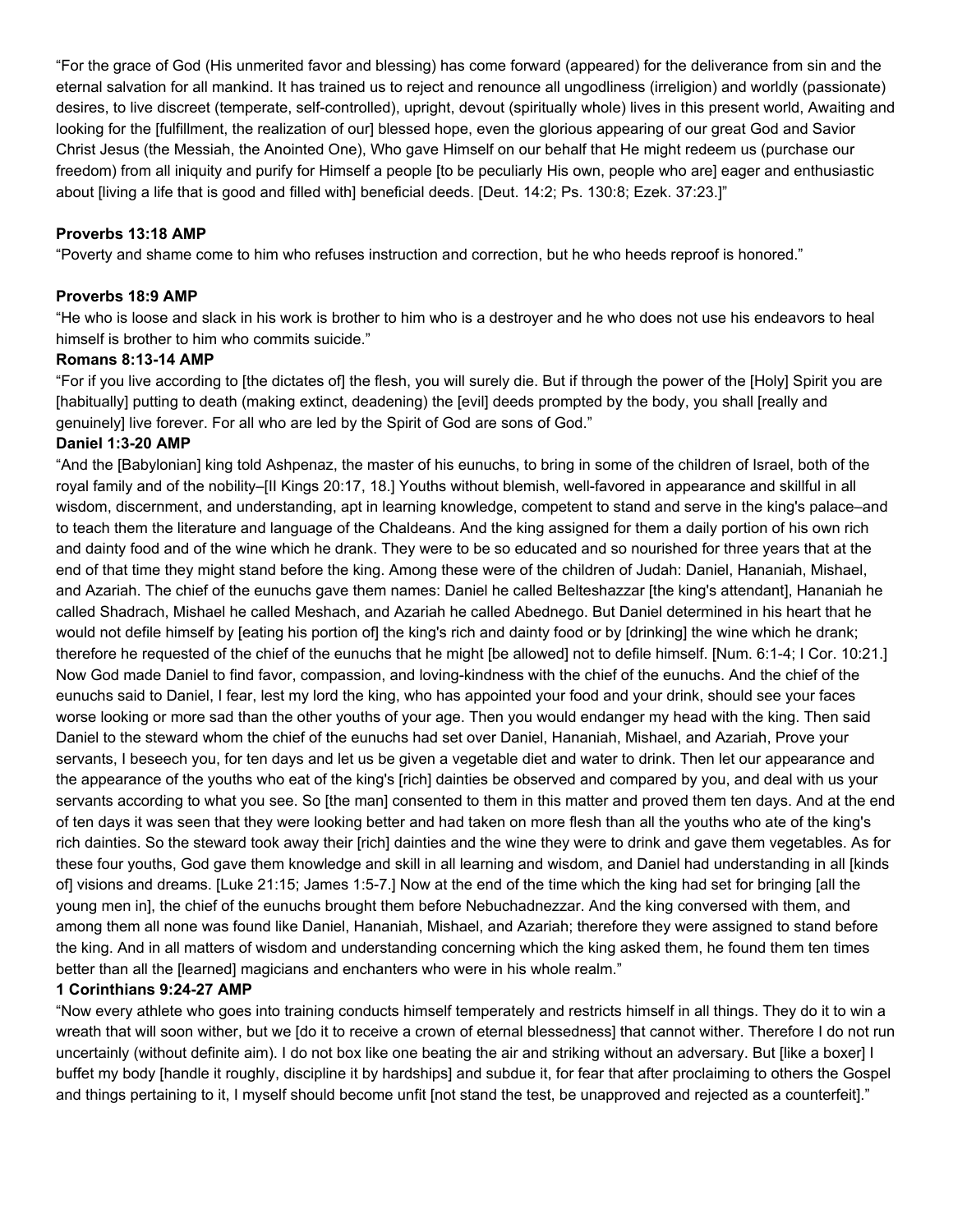“For the grace of God (His unmerited favor and blessing) has come forward (appeared) for the deliverance from sin and the eternal salvation for all mankind. It has trained us to reject and renounce all ungodliness (irreligion) and worldly (passionate) desires, to live discreet (temperate, self-controlled), upright, devout (spiritually whole) lives in this present world, Awaiting and looking for the [fulfillment, the realization of our] blessed hope, even the glorious appearing of our great God and Savior Christ Jesus (the Messiah, the Anointed One), Who gave Himself on our behalf that He might redeem us (purchase our freedom) from all iniquity and purify for Himself a people [to be peculiarly His own, people who are] eager and enthusiastic about [living a life that is good and filled with] beneficial deeds. [Deut. 14:2; Ps. 130:8; Ezek. 37:23.]”

**Proverbs 13:18 AMP**

“Poverty and shame come to him who refuses instruction and correction, but he who heeds reproof is honored.”

**Proverbs 18:9 AMP**

“He who is loose and slack in his work is brother to him who is a destroyer and he who does not use his endeavors to heal himself is brother to him who commits suicide.”

**Romans 8:13-14 AMP**

“For if you live according to [the dictates of] the flesh, you will surely die. But if through the power of the [Holy] Spirit you are [habitually] putting to death (making extinct, deadening) the [evil] deeds prompted by the body, you shall [really and genuinely] live forever. For all who are led by the Spirit of God are sons of God.”

**Daniel 1:3-20 AMP**

“And the [Babylonian] king told Ashpenaz, the master of his eunuchs, to bring in some of the children of Israel, both of the royal family and of the nobility–[II Kings 20:17, 18.] Youths without blemish, well-favored in appearance and skillful in all wisdom, discernment, and understanding, apt in learning knowledge, competent to stand and serve in the king's palace–and to teach them the literature and language of the Chaldeans. And the king assigned for them a daily portion of his own rich and dainty food and of the wine which he drank. They were to be so educated and so nourished for three years that at the end of that time they might stand before the king. Among these were of the children of Judah: Daniel, Hananiah, Mishael, and Azariah. The chief of the eunuchs gave them names: Daniel he called Belteshazzar [the king's attendant], Hananiah he called Shadrach, Mishael he called Meshach, and Azariah he called Abednego. But Daniel determined in his heart that he would not defile himself by [eating his portion of] the king's rich and dainty food or by [drinking] the wine which he drank; therefore he requested of the chief of the eunuchs that he might [be allowed] not to defile himself. [Num. 6:1-4; I Cor. 10:21.] Now God made Daniel to find favor, compassion, and loving-kindness with the chief of the eunuchs. And the chief of the eunuchs said to Daniel, I fear, lest my lord the king, who has appointed your food and your drink, should see your faces worse looking or more sad than the other youths of your age. Then you would endanger my head with the king. Then said Daniel to the steward whom the chief of the eunuchs had set over Daniel, Hananiah, Mishael, and Azariah, Prove your servants, I beseech you, for ten days and let us be given a vegetable diet and water to drink. Then let our appearance and the appearance of the youths who eat of the king's [rich] dainties be observed and compared by you, and deal with us your servants according to what you see. So [the man] consented to them in this matter and proved them ten days. And at the end of ten days it was seen that they were looking better and had taken on more flesh than all the youths who ate of the king's rich dainties. So the steward took away their [rich] dainties and the wine they were to drink and gave them vegetables. As for these four youths, God gave them knowledge and skill in all learning and wisdom, and Daniel had understanding in all [kinds of] visions and dreams. [Luke 21:15; James 1:5-7.] Now at the end of the time which the king had set for bringing [all the young men in], the chief of the eunuchs brought them before Nebuchadnezzar. And the king conversed with them, and among them all none was found like Daniel, Hananiah, Mishael, and Azariah; therefore they were assigned to stand before the king. And in all matters of wisdom and understanding concerning which the king asked them, he found them ten times better than all the [learned] magicians and enchanters who were in his whole realm.”

**1 Corinthians 9:24-27 AMP**

“Now every athlete who goes into training conducts himself temperately and restricts himself in all things. They do it to win a wreath that will soon wither, but we [do it to receive a crown of eternal blessedness] that cannot wither. Therefore I do not run uncertainly (without definite aim). I do not box like one beating the air and striking without an adversary. But [like a boxer] I buffet my body [handle it roughly, discipline it by hardships] and subdue it, for fear that after proclaiming to others the Gospel and things pertaining to it, I myself should become unfit [not stand the test, be unapproved and rejected as a counterfeit].”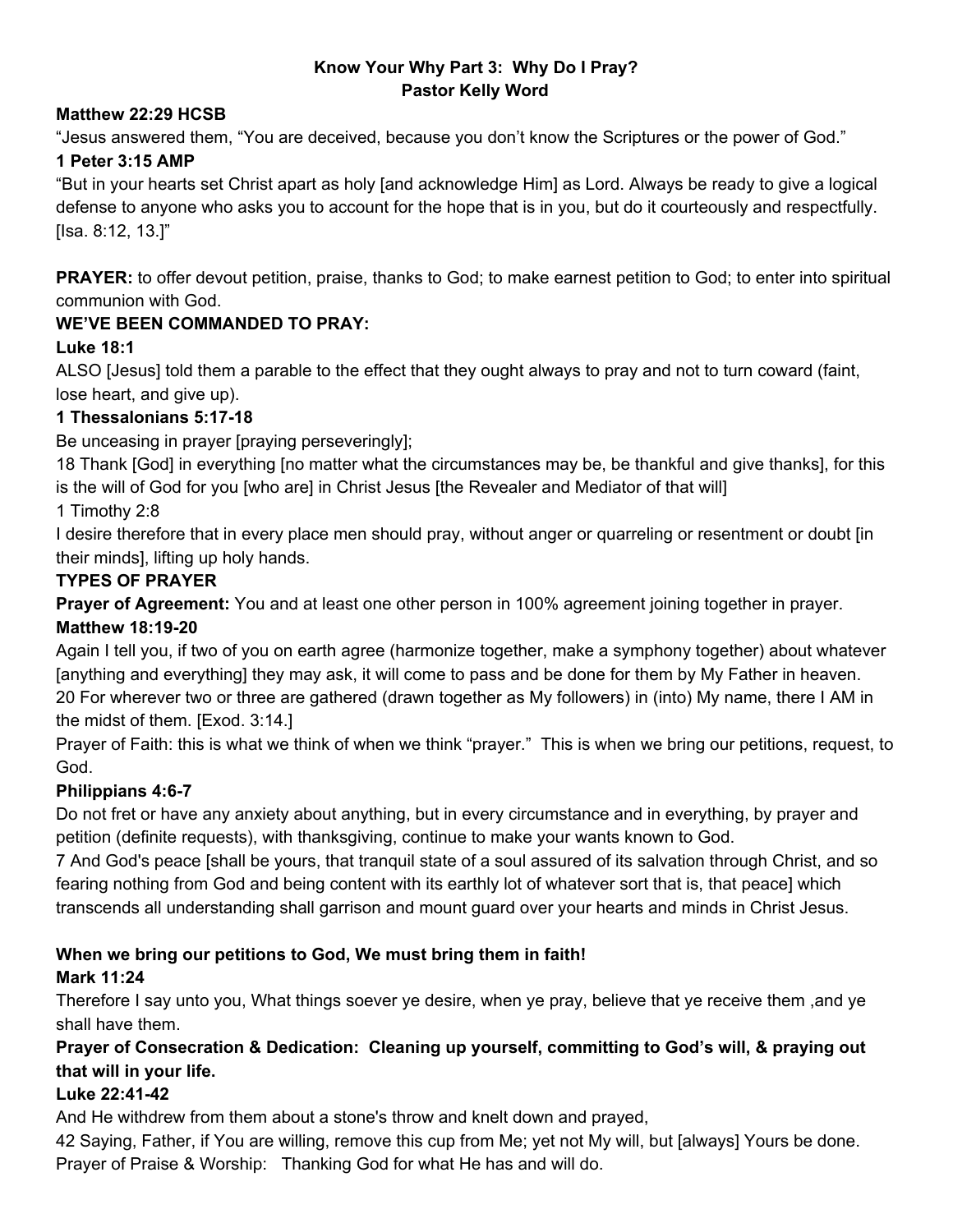**Know Your Why Part 3: Why Do I Pray?**
**Pastor Kelly Word**

**Matthew 22:29 HCSB**

"Jesus answered them, "You are deceived, because you don't know the Scriptures or the power of God."

**1 Peter 3:15 AMP**

"But in your hearts set Christ apart as holy [and acknowledge Him] as Lord. Always be ready to give a logical defense to anyone who asks you to account for the hope that is in you, but do it courteously and respectfully. [Isa. 8:12, 13.]"

**PRAYER:** to offer devout petition, praise, thanks to God; to make earnest petition to God; to enter into spiritual communion with God.

**WE'VE BEEN COMMANDED TO PRAY:**

**Luke 18:1**

ALSO [Jesus] told them a parable to the effect that they ought always to pray and not to turn coward (faint, lose heart, and give up).

**1 Thessalonians 5:17-18**

Be unceasing in prayer [praying perseveringly];

18 Thank [God] in everything [no matter what the circumstances may be, be thankful and give thanks], for this is the will of God for you [who are] in Christ Jesus [the Revealer and Mediator of that will]

1 Timothy 2:8

I desire therefore that in every place men should pray, without anger or quarreling or resentment or doubt [in their minds], lifting up holy hands.

**TYPES OF PRAYER**

**Prayer of Agreement:** You and at least one other person in 100% agreement joining together in prayer.

**Matthew 18:19-20**

Again I tell you, if two of you on earth agree (harmonize together, make a symphony together) about whatever [anything and everything] they may ask, it will come to pass and be done for them by My Father in heaven.
20 For wherever two or three are gathered (drawn together as My followers) in (into) My name, there I AM in the midst of them. [Exod. 3:14.]

Prayer of Faith: this is what we think of when we think "prayer." This is when we bring our petitions, request, to God.

**Philippians 4:6-7**

Do not fret or have any anxiety about anything, but in every circumstance and in everything, by prayer and petition (definite requests), with thanksgiving, continue to make your wants known to God.

7 And God's peace [shall be yours, that tranquil state of a soul assured of its salvation through Christ, and so fearing nothing from God and being content with its earthly lot of whatever sort that is, that peace] which transcends all understanding shall garrison and mount guard over your hearts and minds in Christ Jesus.

**When we bring our petitions to God, We must bring them in faith!**

**Mark 11:24**

Therefore I say unto you, What things soever ye desire, when ye pray, believe that ye receive them ,and ye shall have them.

**Prayer of Consecration & Dedication: Cleaning up yourself, committing to God's will, & praying out that will in your life.**

**Luke 22:41-42**

And He withdrew from them about a stone's throw and knelt down and prayed,

42 Saying, Father, if You are willing, remove this cup from Me; yet not My will, but [always] Yours be done.

Prayer of Praise & Worship: Thanking God for what He has and will do.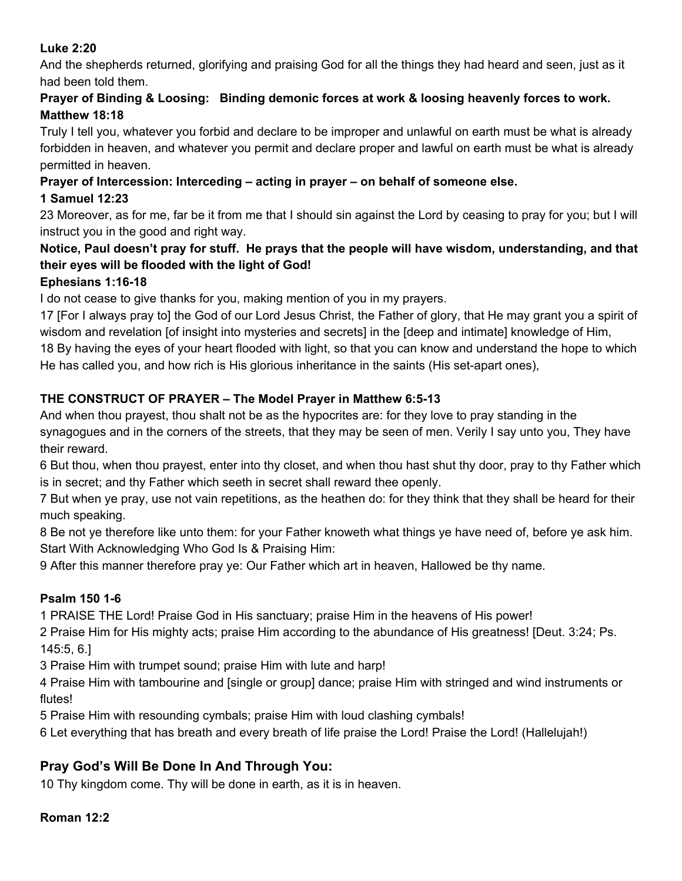**Luke 2:20**

And the shepherds returned, glorifying and praising God for all the things they had heard and seen, just as it had been told them.

**Prayer of Binding & Loosing: Binding demonic forces at work & loosing heavenly forces to work.**

**Matthew 18:18**

Truly I tell you, whatever you forbid and declare to be improper and unlawful on earth must be what is already forbidden in heaven, and whatever you permit and declare proper and lawful on earth must be what is already permitted in heaven.

**Prayer of Intercession: Interceding – acting in prayer – on behalf of someone else.**

**1 Samuel 12:23**

23 Moreover, as for me, far be it from me that I should sin against the Lord by ceasing to pray for you; but I will instruct you in the good and right way.

**Notice, Paul doesn't pray for stuff. He prays that the people will have wisdom, understanding, and that their eyes will be flooded with the light of God!**

**Ephesians 1:16-18**

I do not cease to give thanks for you, making mention of you in my prayers.

17 [For I always pray to] the God of our Lord Jesus Christ, the Father of glory, that He may grant you a spirit of wisdom and revelation [of insight into mysteries and secrets] in the [deep and intimate] knowledge of Him,

18 By having the eyes of your heart flooded with light, so that you can know and understand the hope to which He has called you, and how rich is His glorious inheritance in the saints (His set-apart ones),

**THE CONSTRUCT OF PRAYER – The Model Prayer in Matthew 6:5-13**

And when thou prayest, thou shalt not be as the hypocrites are: for they love to pray standing in the synagogues and in the corners of the streets, that they may be seen of men. Verily I say unto you, They have their reward.

6 But thou, when thou prayest, enter into thy closet, and when thou hast shut thy door, pray to thy Father which is in secret; and thy Father which seeth in secret shall reward thee openly.

7 But when ye pray, use not vain repetitions, as the heathen do: for they think that they shall be heard for their much speaking.

8 Be not ye therefore like unto them: for your Father knoweth what things ye have need of, before ye ask him.

Start With Acknowledging Who God Is & Praising Him:

9 After this manner therefore pray ye: Our Father which art in heaven, Hallowed be thy name.

**Psalm 150 1-6**

1 PRAISE THE Lord! Praise God in His sanctuary; praise Him in the heavens of His power!

2 Praise Him for His mighty acts; praise Him according to the abundance of His greatness! [Deut. 3:24; Ps. 145:5, 6.]

3 Praise Him with trumpet sound; praise Him with lute and harp!

4 Praise Him with tambourine and [single or group] dance; praise Him with stringed and wind instruments or flutes!

5 Praise Him with resounding cymbals; praise Him with loud clashing cymbals!

6 Let everything that has breath and every breath of life praise the Lord! Praise the Lord! (Hallelujah!)

## Pray God's Will Be Done In And Through You:

10 Thy kingdom come. Thy will be done in earth, as it is in heaven.

**Roman 12:2**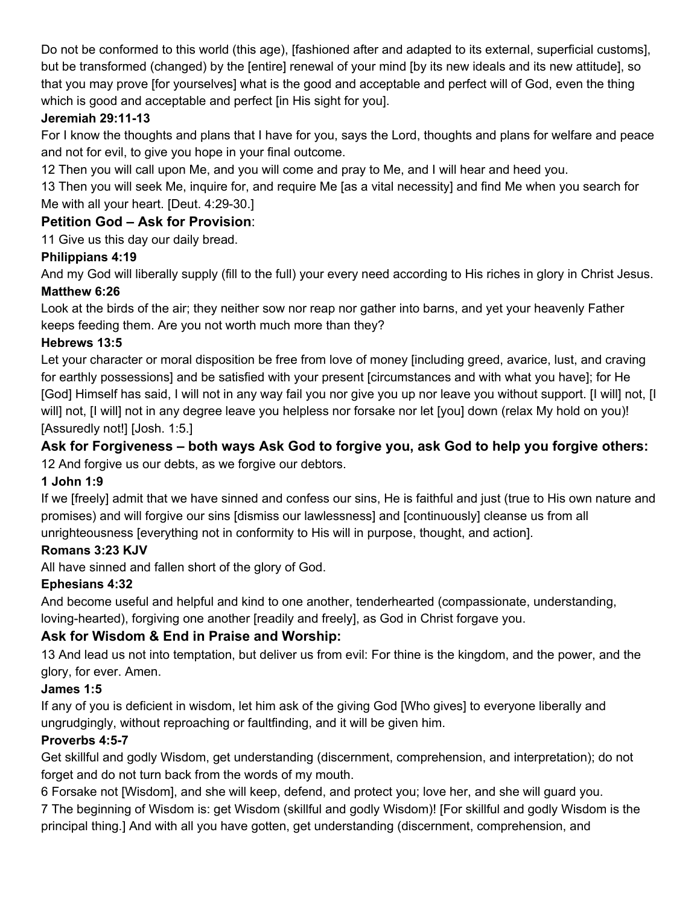Do not be conformed to this world (this age), [fashioned after and adapted to its external, superficial customs], but be transformed (changed) by the [entire] renewal of your mind [by its new ideals and its new attitude], so that you may prove [for yourselves] what is the good and acceptable and perfect will of God, even the thing which is good and acceptable and perfect [in His sight for you].

**Jeremiah 29:11-13**

For I know the thoughts and plans that I have for you, says the Lord, thoughts and plans for welfare and peace and not for evil, to give you hope in your final outcome.

12 Then you will call upon Me, and you will come and pray to Me, and I will hear and heed you.

13 Then you will seek Me, inquire for, and require Me [as a vital necessity] and find Me when you search for Me with all your heart. [Deut. 4:29-30.]

### Petition God – Ask for Provision:

11 Give us this day our daily bread.

**Philippians 4:19**

And my God will liberally supply (fill to the full) your every need according to His riches in glory in Christ Jesus.

**Matthew 6:26**

Look at the birds of the air; they neither sow nor reap nor gather into barns, and yet your heavenly Father keeps feeding them. Are you not worth much more than they?

**Hebrews 13:5**

Let your character or moral disposition be free from love of money [including greed, avarice, lust, and craving for earthly possessions] and be satisfied with your present [circumstances and with what you have]; for He [God] Himself has said, I will not in any way fail you nor give you up nor leave you without support. [I will] not, [I will] not, [I will] not in any degree leave you helpless nor forsake nor let [you] down (relax My hold on you)! [Assuredly not!] [Josh. 1:5.]

### Ask for Forgiveness – both ways Ask God to forgive you, ask God to help you forgive others:

12 And forgive us our debts, as we forgive our debtors.

**1 John 1:9**

If we [freely] admit that we have sinned and confess our sins, He is faithful and just (true to His own nature and promises) and will forgive our sins [dismiss our lawlessness] and [continuously] cleanse us from all unrighteousness [everything not in conformity to His will in purpose, thought, and action].

**Romans 3:23 KJV**

All have sinned and fallen short of the glory of God.

**Ephesians 4:32**

And become useful and helpful and kind to one another, tenderhearted (compassionate, understanding, loving-hearted), forgiving one another [readily and freely], as God in Christ forgave you.

### Ask for Wisdom & End in Praise and Worship:

13 And lead us not into temptation, but deliver us from evil: For thine is the kingdom, and the power, and the glory, for ever. Amen.

**James 1:5**

If any of you is deficient in wisdom, let him ask of the giving God [Who gives] to everyone liberally and ungrudgingly, without reproaching or faultfinding, and it will be given him.

**Proverbs 4:5-7**

Get skillful and godly Wisdom, get understanding (discernment, comprehension, and interpretation); do not forget and do not turn back from the words of my mouth.

6 Forsake not [Wisdom], and she will keep, defend, and protect you; love her, and she will guard you.

7 The beginning of Wisdom is: get Wisdom (skillful and godly Wisdom)! [For skillful and godly Wisdom is the principal thing.] And with all you have gotten, get understanding (discernment, comprehension, and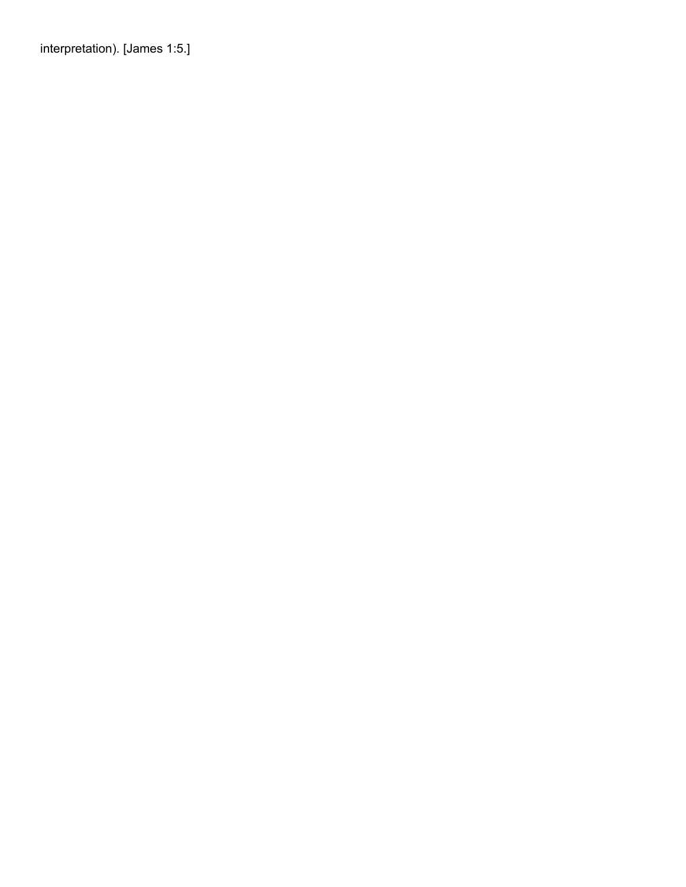interpretation). [James 1:5.]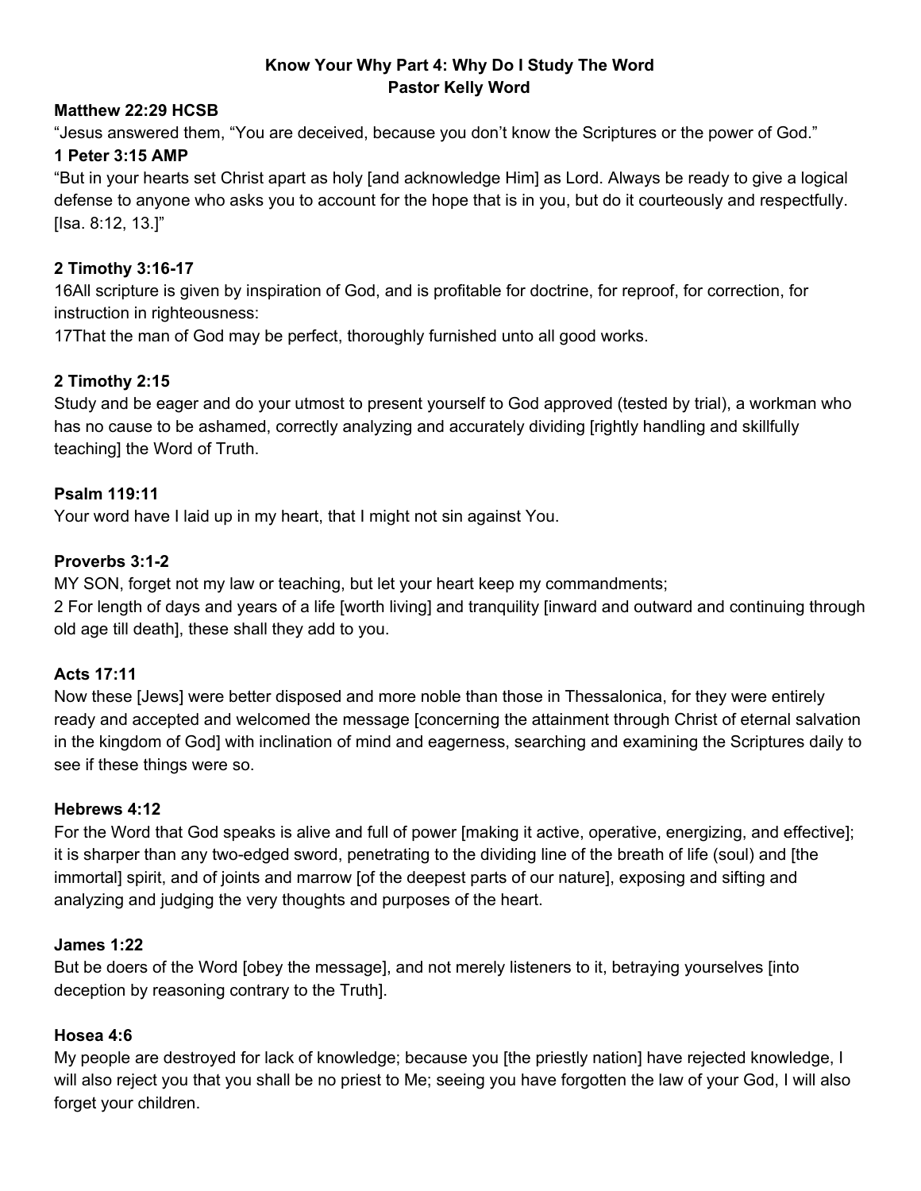**Know Your Why Part 4: Why Do I Study The Word**
**Pastor Kelly Word**

**Matthew 22:29 HCSB**
"Jesus answered them, "You are deceived, because you don't know the Scriptures or the power of God."

**1 Peter 3:15 AMP**
"But in your hearts set Christ apart as holy [and acknowledge Him] as Lord. Always be ready to give a logical defense to anyone who asks you to account for the hope that is in you, but do it courteously and respectfully. [Isa. 8:12, 13.]"

**2 Timothy 3:16-17**
16All scripture is given by inspiration of God, and is profitable for doctrine, for reproof, for correction, for instruction in righteousness:
17That the man of God may be perfect, thoroughly furnished unto all good works.

**2 Timothy 2:15**
Study and be eager and do your utmost to present yourself to God approved (tested by trial), a workman who has no cause to be ashamed, correctly analyzing and accurately dividing [rightly handling and skillfully teaching] the Word of Truth.

**Psalm 119:11**
Your word have I laid up in my heart, that I might not sin against You.

**Proverbs 3:1-2**
MY SON, forget not my law or teaching, but let your heart keep my commandments;
2 For length of days and years of a life [worth living] and tranquility [inward and outward and continuing through old age till death], these shall they add to you.

**Acts 17:11**
Now these [Jews] were better disposed and more noble than those in Thessalonica, for they were entirely ready and accepted and welcomed the message [concerning the attainment through Christ of eternal salvation in the kingdom of God] with inclination of mind and eagerness, searching and examining the Scriptures daily to see if these things were so.

**Hebrews 4:12**
For the Word that God speaks is alive and full of power [making it active, operative, energizing, and effective]; it is sharper than any two-edged sword, penetrating to the dividing line of the breath of life (soul) and [the immortal] spirit, and of joints and marrow [of the deepest parts of our nature], exposing and sifting and analyzing and judging the very thoughts and purposes of the heart.

**James 1:22**
But be doers of the Word [obey the message], and not merely listeners to it, betraying yourselves [into deception by reasoning contrary to the Truth].

**Hosea 4:6**
My people are destroyed for lack of knowledge; because you [the priestly nation] have rejected knowledge, I will also reject you that you shall be no priest to Me; seeing you have forgotten the law of your God, I will also forget your children.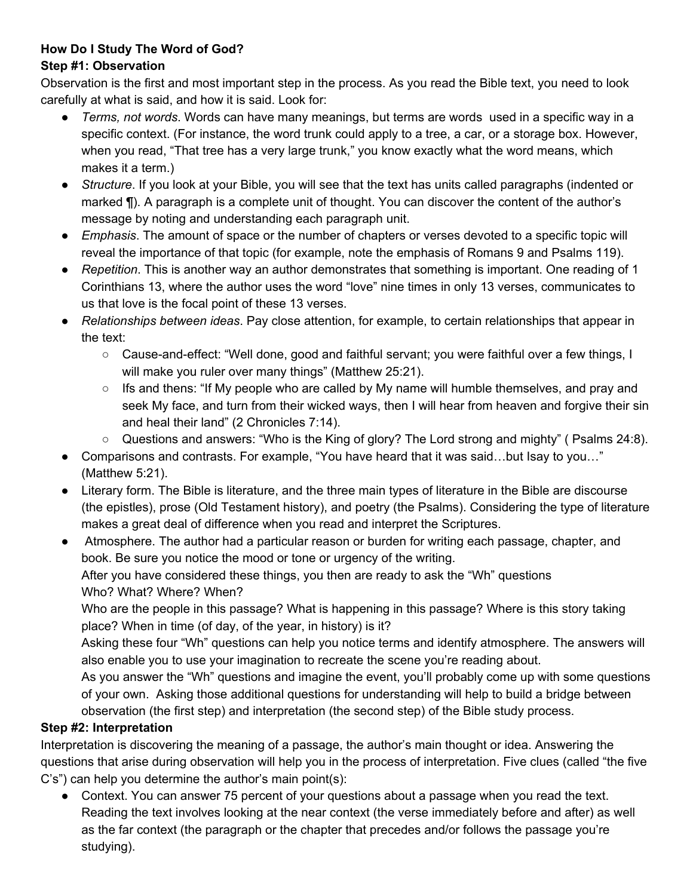**How Do I Study The Word of God?**

**Step #1: Observation**

Observation is the first and most important step in the process. As you read the Bible text, you need to look carefully at what is said, and how it is said. Look for:

- *Terms, not words*. Words can have many meanings, but terms are words used in a specific way in a specific context. (For instance, the word trunk could apply to a tree, a car, or a storage box. However, when you read, "That tree has a very large trunk," you know exactly what the word means, which makes it a term.)
- *Structure*. If you look at your Bible, you will see that the text has units called paragraphs (indented or marked ¶). A paragraph is a complete unit of thought. You can discover the content of the author's message by noting and understanding each paragraph unit.
- *Emphasis*. The amount of space or the number of chapters or verses devoted to a specific topic will reveal the importance of that topic (for example, note the emphasis of Romans 9 and Psalms 119).
- *Repetition*. This is another way an author demonstrates that something is important. One reading of 1 Corinthians 13, where the author uses the word "love" nine times in only 13 verses, communicates to us that love is the focal point of these 13 verses.
- *Relationships between ideas*. Pay close attention, for example, to certain relationships that appear in the text:
  - Cause-and-effect: "Well done, good and faithful servant; you were faithful over a few things, I will make you ruler over many things" (Matthew 25:21).
  - Ifs and thens: "If My people who are called by My name will humble themselves, and pray and seek My face, and turn from their wicked ways, then I will hear from heaven and forgive their sin and heal their land" (2 Chronicles 7:14).
  - Questions and answers: "Who is the King of glory? The Lord strong and mighty" ( Psalms 24:8).
- Comparisons and contrasts. For example, "You have heard that it was said…but Isay to you…" (Matthew 5:21).
- Literary form. The Bible is literature, and the three main types of literature in the Bible are discourse (the epistles), prose (Old Testament history), and poetry (the Psalms). Considering the type of literature makes a great deal of difference when you read and interpret the Scriptures.
- Atmosphere. The author had a particular reason or burden for writing each passage, chapter, and book. Be sure you notice the mood or tone or urgency of the writing.

  After you have considered these things, you then are ready to ask the "Wh" questions

  Who? What? Where? When?

  Who are the people in this passage? What is happening in this passage? Where is this story taking place? When in time (of day, of the year, in history) is it?

  Asking these four "Wh" questions can help you notice terms and identify atmosphere. The answers will also enable you to use your imagination to recreate the scene you're reading about.

  As you answer the "Wh" questions and imagine the event, you'll probably come up with some questions of your own. Asking those additional questions for understanding will help to build a bridge between observation (the first step) and interpretation (the second step) of the Bible study process.

**Step #2: Interpretation**

Interpretation is discovering the meaning of a passage, the author's main thought or idea. Answering the questions that arise during observation will help you in the process of interpretation. Five clues (called "the five C's") can help you determine the author's main point(s):

- Context. You can answer 75 percent of your questions about a passage when you read the text. Reading the text involves looking at the near context (the verse immediately before and after) as well as the far context (the paragraph or the chapter that precedes and/or follows the passage you're studying).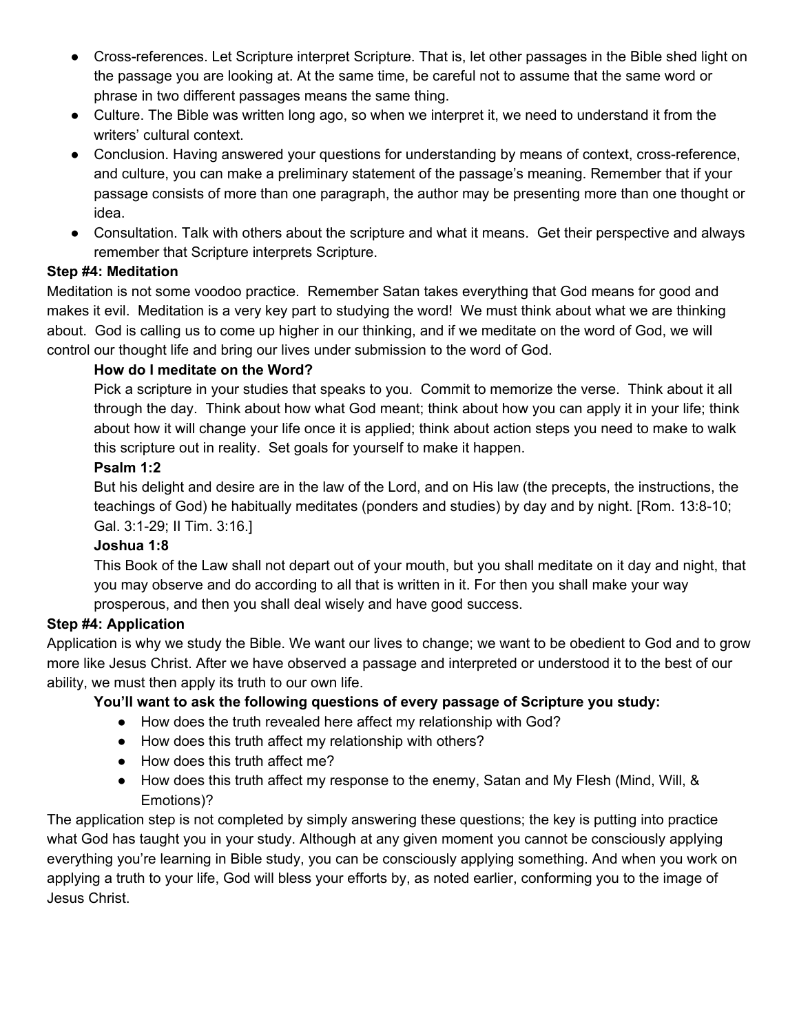- Cross-references. Let Scripture interpret Scripture. That is, let other passages in the Bible shed light on the passage you are looking at. At the same time, be careful not to assume that the same word or phrase in two different passages means the same thing.
- Culture. The Bible was written long ago, so when we interpret it, we need to understand it from the writers' cultural context.
- Conclusion. Having answered your questions for understanding by means of context, cross-reference, and culture, you can make a preliminary statement of the passage's meaning. Remember that if your passage consists of more than one paragraph, the author may be presenting more than one thought or idea.
- Consultation. Talk with others about the scripture and what it means. Get their perspective and always remember that Scripture interprets Scripture.

**Step #4: Meditation**

Meditation is not some voodoo practice. Remember Satan takes everything that God means for good and makes it evil. Meditation is a very key part to studying the word! We must think about what we are thinking about. God is calling us to come up higher in our thinking, and if we meditate on the word of God, we will control our thought life and bring our lives under submission to the word of God.

**How do I meditate on the Word?**

Pick a scripture in your studies that speaks to you. Commit to memorize the verse. Think about it all through the day. Think about how what God meant; think about how you can apply it in your life; think about how it will change your life once it is applied; think about action steps you need to make to walk this scripture out in reality. Set goals for yourself to make it happen.

**Psalm 1:2**

But his delight and desire are in the law of the Lord, and on His law (the precepts, the instructions, the teachings of God) he habitually meditates (ponders and studies) by day and by night. [Rom. 13:8-10; Gal. 3:1-29; II Tim. 3:16.]

**Joshua 1:8**

This Book of the Law shall not depart out of your mouth, but you shall meditate on it day and night, that you may observe and do according to all that is written in it. For then you shall make your way prosperous, and then you shall deal wisely and have good success.

**Step #4: Application**

Application is why we study the Bible. We want our lives to change; we want to be obedient to God and to grow more like Jesus Christ. After we have observed a passage and interpreted or understood it to the best of our ability, we must then apply its truth to our own life.

**You'll want to ask the following questions of every passage of Scripture you study:**

- How does the truth revealed here affect my relationship with God?
- How does this truth affect my relationship with others?
- How does this truth affect me?
- How does this truth affect my response to the enemy, Satan and My Flesh (Mind, Will, & Emotions)?

The application step is not completed by simply answering these questions; the key is putting into practice what God has taught you in your study. Although at any given moment you cannot be consciously applying everything you're learning in Bible study, you can be consciously applying something. And when you work on applying a truth to your life, God will bless your efforts by, as noted earlier, conforming you to the image of Jesus Christ.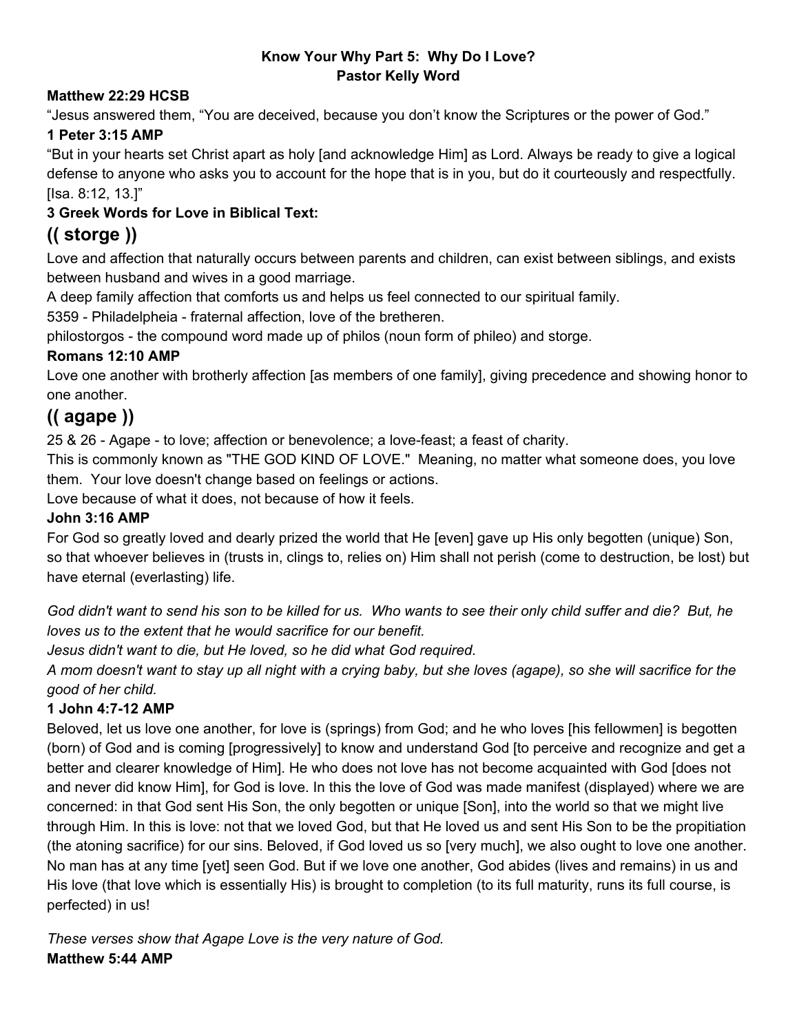**Know Your Why Part 5: Why Do I Love?**
**Pastor Kelly Word**

**Matthew 22:29 HCSB**

"Jesus answered them, "You are deceived, because you don't know the Scriptures or the power of God."

**1 Peter 3:15 AMP**

"But in your hearts set Christ apart as holy [and acknowledge Him] as Lord. Always be ready to give a logical defense to anyone who asks you to account for the hope that is in you, but do it courteously and respectfully. [Isa. 8:12, 13.]"

**3 Greek Words for Love in Biblical Text:**

## (( storge ))

Love and affection that naturally occurs between parents and children, can exist between siblings, and exists between husband and wives in a good marriage.

A deep family affection that comforts us and helps us feel connected to our spiritual family.

5359 - Philadelpheia - fraternal affection, love of the bretheren.

philostorgos - the compound word made up of philos (noun form of phileo) and storge.

**Romans 12:10 AMP**

Love one another with brotherly affection [as members of one family], giving precedence and showing honor to one another.

## (( agape ))

25 & 26 - Agape - to love; affection or benevolence; a love-feast; a feast of charity.

This is commonly known as "THE GOD KIND OF LOVE." Meaning, no matter what someone does, you love them. Your love doesn't change based on feelings or actions.

Love because of what it does, not because of how it feels.

**John 3:16 AMP**

For God so greatly loved and dearly prized the world that He [even] gave up His only begotten (unique) Son, so that whoever believes in (trusts in, clings to, relies on) Him shall not perish (come to destruction, be lost) but have eternal (everlasting) life.

*God didn't want to send his son to be killed for us. Who wants to see their only child suffer and die? But, he loves us to the extent that he would sacrifice for our benefit.*

*Jesus didn't want to die, but He loved, so he did what God required.*

*A mom doesn't want to stay up all night with a crying baby, but she loves (agape), so she will sacrifice for the good of her child.*

**1 John 4:7-12 AMP**

Beloved, let us love one another, for love is (springs) from God; and he who loves [his fellowmen] is begotten (born) of God and is coming [progressively] to know and understand God [to perceive and recognize and get a better and clearer knowledge of Him]. He who does not love has not become acquainted with God [does not and never did know Him], for God is love. In this the love of God was made manifest (displayed) where we are concerned: in that God sent His Son, the only begotten or unique [Son], into the world so that we might live through Him. In this is love: not that we loved God, but that He loved us and sent His Son to be the propitiation (the atoning sacrifice) for our sins. Beloved, if God loved us so [very much], we also ought to love one another. No man has at any time [yet] seen God. But if we love one another, God abides (lives and remains) in us and His love (that love which is essentially His) is brought to completion (to its full maturity, runs its full course, is perfected) in us!

*These verses show that Agape Love is the very nature of God.*

**Matthew 5:44 AMP**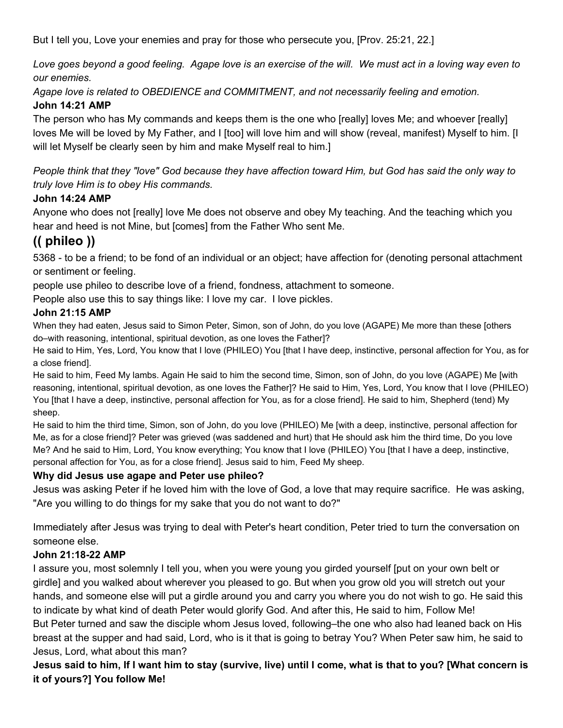But I tell you, Love your enemies and pray for those who persecute you, [Prov. 25:21, 22.]

*Love goes beyond a good feeling. Agape love is an exercise of the will. We must act in a loving way even to our enemies.*

*Agape love is related to OBEDIENCE and COMMITMENT, and not necessarily feeling and emotion.*

**John 14:21 AMP**

The person who has My commands and keeps them is the one who [really] loves Me; and whoever [really] loves Me will be loved by My Father, and I [too] will love him and will show (reveal, manifest) Myself to him. [I will let Myself be clearly seen by him and make Myself real to him.]

*People think that they "love" God because they have affection toward Him, but God has said the only way to truly love Him is to obey His commands.*

**John 14:24 AMP**

Anyone who does not [really] love Me does not observe and obey My teaching. And the teaching which you hear and heed is not Mine, but [comes] from the Father Who sent Me.

## (( phileo ))

5368 - to be a friend; to be fond of an individual or an object; have affection for (denoting personal attachment or sentiment or feeling.

people use phileo to describe love of a friend, fondness, attachment to someone.

People also use this to say things like: I love my car. I love pickles.

**John 21:15 AMP**

When they had eaten, Jesus said to Simon Peter, Simon, son of John, do you love (AGAPE) Me more than these [others do–with reasoning, intentional, spiritual devotion, as one loves the Father]?

He said to Him, Yes, Lord, You know that I love (PHILEO) You [that I have deep, instinctive, personal affection for You, as for a close friend].

He said to him, Feed My lambs. Again He said to him the second time, Simon, son of John, do you love (AGAPE) Me [with reasoning, intentional, spiritual devotion, as one loves the Father]? He said to Him, Yes, Lord, You know that I love (PHILEO) You [that I have a deep, instinctive, personal affection for You, as for a close friend]. He said to him, Shepherd (tend) My sheep.

He said to him the third time, Simon, son of John, do you love (PHILEO) Me [with a deep, instinctive, personal affection for Me, as for a close friend]? Peter was grieved (was saddened and hurt) that He should ask him the third time, Do you love Me? And he said to Him, Lord, You know everything; You know that I love (PHILEO) You [that I have a deep, instinctive, personal affection for You, as for a close friend]. Jesus said to him, Feed My sheep.

**Why did Jesus use agape and Peter use phileo?**

Jesus was asking Peter if he loved him with the love of God, a love that may require sacrifice. He was asking, "Are you willing to do things for my sake that you do not want to do?"

Immediately after Jesus was trying to deal with Peter's heart condition, Peter tried to turn the conversation on someone else.

**John 21:18-22 AMP**

I assure you, most solemnly I tell you, when you were young you girded yourself [put on your own belt or girdle] and you walked about wherever you pleased to go. But when you grow old you will stretch out your hands, and someone else will put a girdle around you and carry you where you do not wish to go. He said this to indicate by what kind of death Peter would glorify God. And after this, He said to him, Follow Me!

But Peter turned and saw the disciple whom Jesus loved, following–the one who also had leaned back on His breast at the supper and had said, Lord, who is it that is going to betray You? When Peter saw him, he said to Jesus, Lord, what about this man?

**Jesus said to him, If I want him to stay (survive, live) until I come, what is that to you? [What concern is it of yours?] You follow Me!**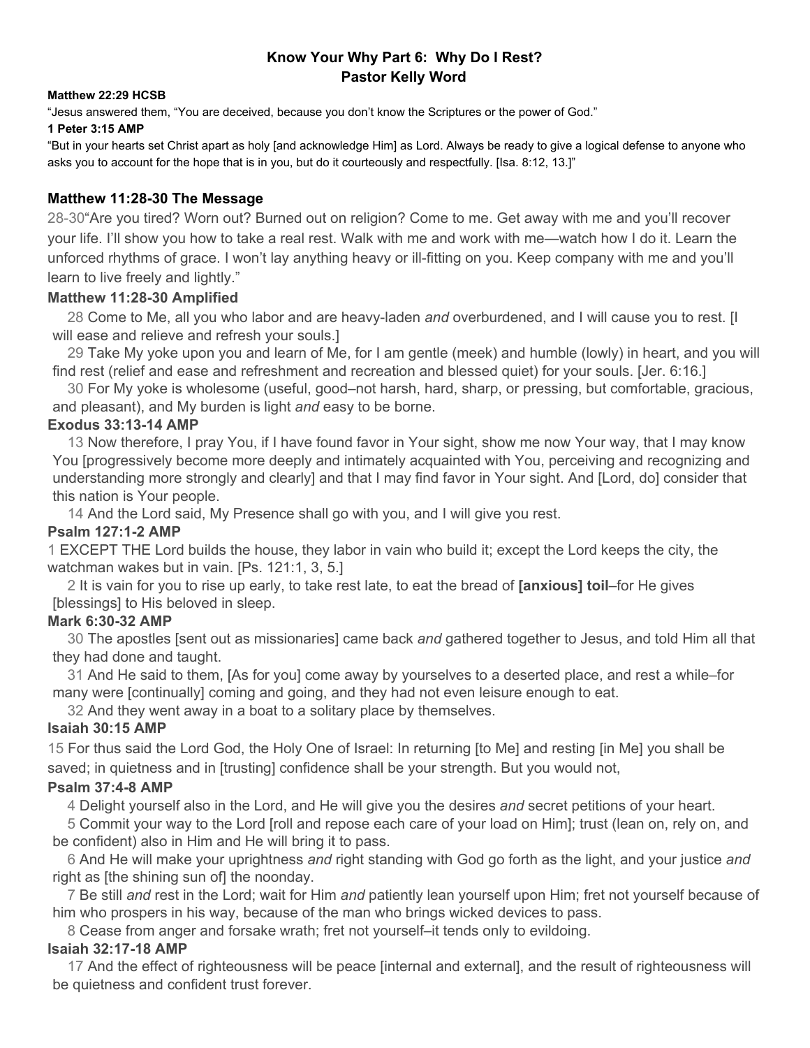**Know Your Why Part 6: Why Do I Rest?**
**Pastor Kelly Word**

**Matthew 22:29 HCSB**

"Jesus answered them, "You are deceived, because you don't know the Scriptures or the power of God."

**1 Peter 3:15 AMP**

"But in your hearts set Christ apart as holy [and acknowledge Him] as Lord. Always be ready to give a logical defense to anyone who asks you to account for the hope that is in you, but do it courteously and respectfully. [Isa. 8:12, 13.]"

### Matthew 11:28-30 The Message

28-30"Are you tired? Worn out? Burned out on religion? Come to me. Get away with me and you'll recover your life. I'll show you how to take a real rest. Walk with me and work with me—watch how I do it. Learn the unforced rhythms of grace. I won't lay anything heavy or ill-fitting on you. Keep company with me and you'll learn to live freely and lightly."

### Matthew 11:28-30 Amplified

28 Come to Me, all you who labor and are heavy-laden *and* overburdened, and I will cause you to rest. [I will ease and relieve and refresh your souls.]

29 Take My yoke upon you and learn of Me, for I am gentle (meek) and humble (lowly) in heart, and you will find rest (relief and ease and refreshment and recreation and blessed quiet) for your souls. [Jer. 6:16.]

30 For My yoke is wholesome (useful, good–not harsh, hard, sharp, or pressing, but comfortable, gracious, and pleasant), and My burden is light *and* easy to be borne.

### Exodus 33:13-14 AMP

13 Now therefore, I pray You, if I have found favor in Your sight, show me now Your way, that I may know You [progressively become more deeply and intimately acquainted with You, perceiving and recognizing and understanding more strongly and clearly] and that I may find favor in Your sight. And [Lord, do] consider that this nation is Your people.

14 And the Lord said, My Presence shall go with you, and I will give you rest.

### Psalm 127:1-2 AMP

1 EXCEPT THE Lord builds the house, they labor in vain who build it; except the Lord keeps the city, the watchman wakes but in vain. [Ps. 121:1, 3, 5.]

2 It is vain for you to rise up early, to take rest late, to eat the bread of **[anxious] toil**–for He gives [blessings] to His beloved in sleep.

### Mark 6:30-32 AMP

30 The apostles [sent out as missionaries] came back *and* gathered together to Jesus, and told Him all that they had done and taught.

31 And He said to them, [As for you] come away by yourselves to a deserted place, and rest a while–for many were [continually] coming and going, and they had not even leisure enough to eat.

32 And they went away in a boat to a solitary place by themselves.

### Isaiah 30:15 AMP

15 For thus said the Lord God, the Holy One of Israel: In returning [to Me] and resting [in Me] you shall be saved; in quietness and in [trusting] confidence shall be your strength. But you would not,

### Psalm 37:4-8 AMP

4 Delight yourself also in the Lord, and He will give you the desires *and* secret petitions of your heart.

5 Commit your way to the Lord [roll and repose each care of your load on Him]; trust (lean on, rely on, and be confident) also in Him and He will bring it to pass.

6 And He will make your uprightness *and* right standing with God go forth as the light, and your justice *and* right as [the shining sun of] the noonday.

7 Be still *and* rest in the Lord; wait for Him *and* patiently lean yourself upon Him; fret not yourself because of him who prospers in his way, because of the man who brings wicked devices to pass.

8 Cease from anger and forsake wrath; fret not yourself–it tends only to evildoing.

### Isaiah 32:17-18 AMP

17 And the effect of righteousness will be peace [internal and external], and the result of righteousness will be quietness and confident trust forever.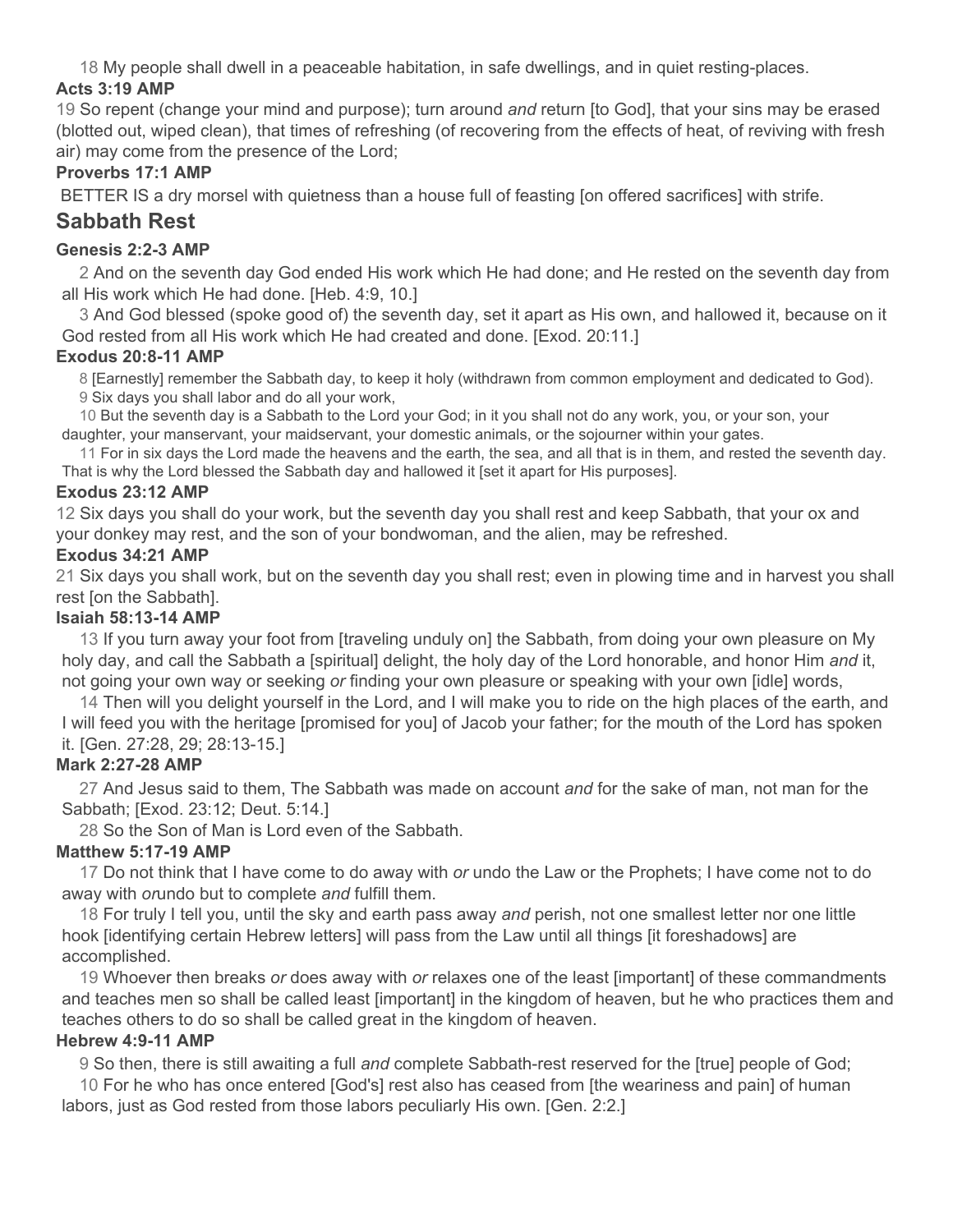18 My people shall dwell in a peaceable habitation, in safe dwellings, and in quiet resting-places.

**Acts 3:19 AMP**

19 So repent (change your mind and purpose); turn around *and* return [to God], that your sins may be erased (blotted out, wiped clean), that times of refreshing (of recovering from the effects of heat, of reviving with fresh air) may come from the presence of the Lord;

**Proverbs 17:1 AMP**

BETTER IS a dry morsel with quietness than a house full of feasting [on offered sacrifices] with strife.

## Sabbath Rest

**Genesis 2:2-3 AMP**

2 And on the seventh day God ended His work which He had done; and He rested on the seventh day from all His work which He had done. [Heb. 4:9, 10.]

3 And God blessed (spoke good of) the seventh day, set it apart as His own, and hallowed it, because on it God rested from all His work which He had created and done. [Exod. 20:11.]

**Exodus 20:8-11 AMP**

8 [Earnestly] remember the Sabbath day, to keep it holy (withdrawn from common employment and dedicated to God).

9 Six days you shall labor and do all your work,

10 But the seventh day is a Sabbath to the Lord your God; in it you shall not do any work, you, or your son, your daughter, your manservant, your maidservant, your domestic animals, or the sojourner within your gates.

11 For in six days the Lord made the heavens and the earth, the sea, and all that is in them, and rested the seventh day. That is why the Lord blessed the Sabbath day and hallowed it [set it apart for His purposes].

**Exodus 23:12 AMP**

12 Six days you shall do your work, but the seventh day you shall rest and keep Sabbath, that your ox and your donkey may rest, and the son of your bondwoman, and the alien, may be refreshed.

**Exodus 34:21 AMP**

21 Six days you shall work, but on the seventh day you shall rest; even in plowing time and in harvest you shall rest [on the Sabbath].

**Isaiah 58:13-14 AMP**

13 If you turn away your foot from [traveling unduly on] the Sabbath, from doing your own pleasure on My holy day, and call the Sabbath a [spiritual] delight, the holy day of the Lord honorable, and honor Him *and* it, not going your own way or seeking *or* finding your own pleasure or speaking with your own [idle] words,

14 Then will you delight yourself in the Lord, and I will make you to ride on the high places of the earth, and I will feed you with the heritage [promised for you] of Jacob your father; for the mouth of the Lord has spoken it. [Gen. 27:28, 29; 28:13-15.]

**Mark 2:27-28 AMP**

27 And Jesus said to them, The Sabbath was made on account *and* for the sake of man, not man for the Sabbath; [Exod. 23:12; Deut. 5:14.]

28 So the Son of Man is Lord even of the Sabbath.

**Matthew 5:17-19 AMP**

17 Do not think that I have come to do away with *or* undo the Law or the Prophets; I have come not to do away with *or*undo but to complete *and* fulfill them.

18 For truly I tell you, until the sky and earth pass away *and* perish, not one smallest letter nor one little hook [identifying certain Hebrew letters] will pass from the Law until all things [it foreshadows] are accomplished.

19 Whoever then breaks *or* does away with *or* relaxes one of the least [important] of these commandments and teaches men so shall be called least [important] in the kingdom of heaven, but he who practices them and teaches others to do so shall be called great in the kingdom of heaven.

**Hebrew 4:9-11 AMP**

9 So then, there is still awaiting a full *and* complete Sabbath-rest reserved for the [true] people of God;

10 For he who has once entered [God's] rest also has ceased from [the weariness and pain] of human labors, just as God rested from those labors peculiarly His own. [Gen. 2:2.]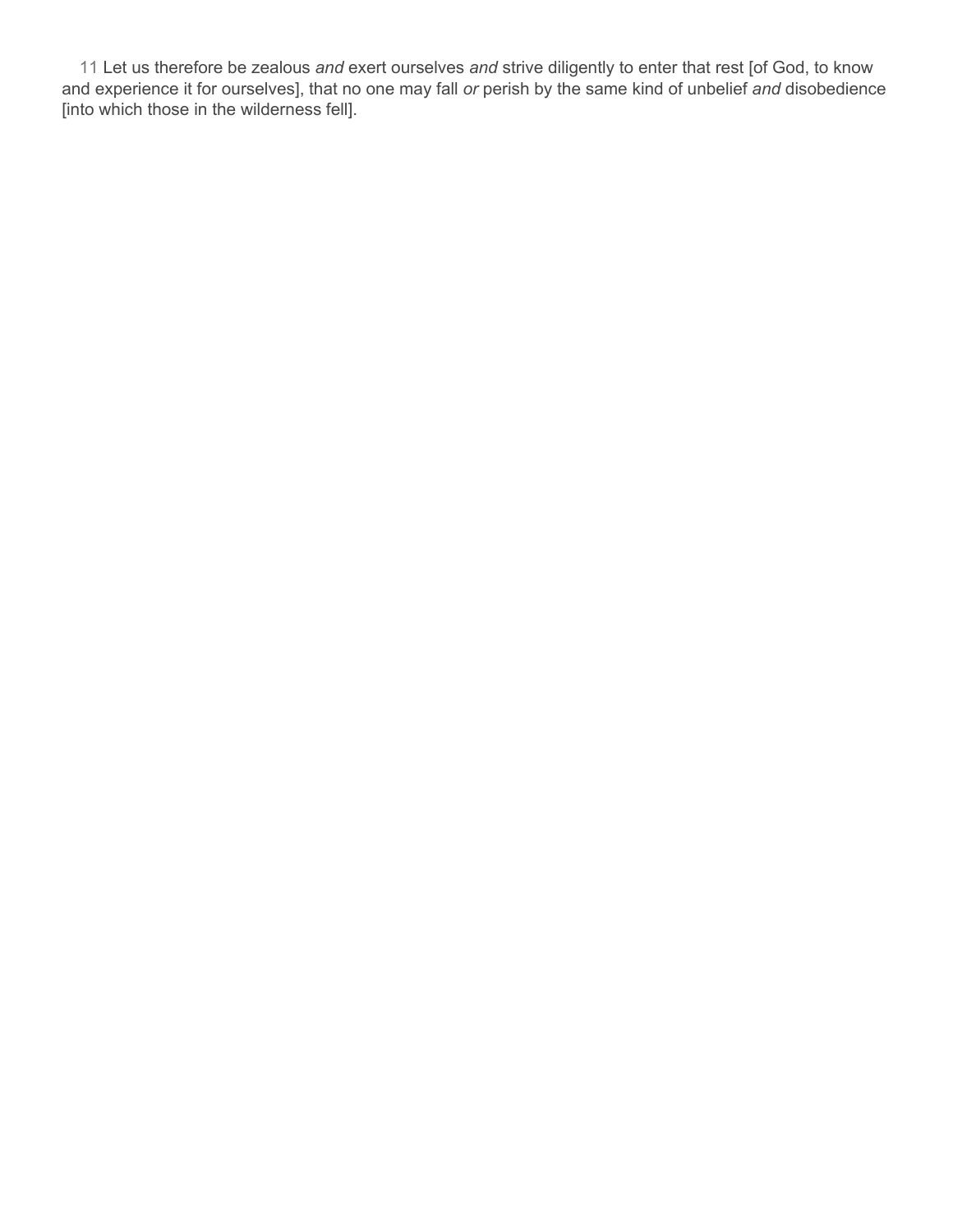11 Let us therefore be zealous *and* exert ourselves *and* strive diligently to enter that rest [of God, to know and experience it for ourselves], that no one may fall *or* perish by the same kind of unbelief *and* disobedience [into which those in the wilderness fell].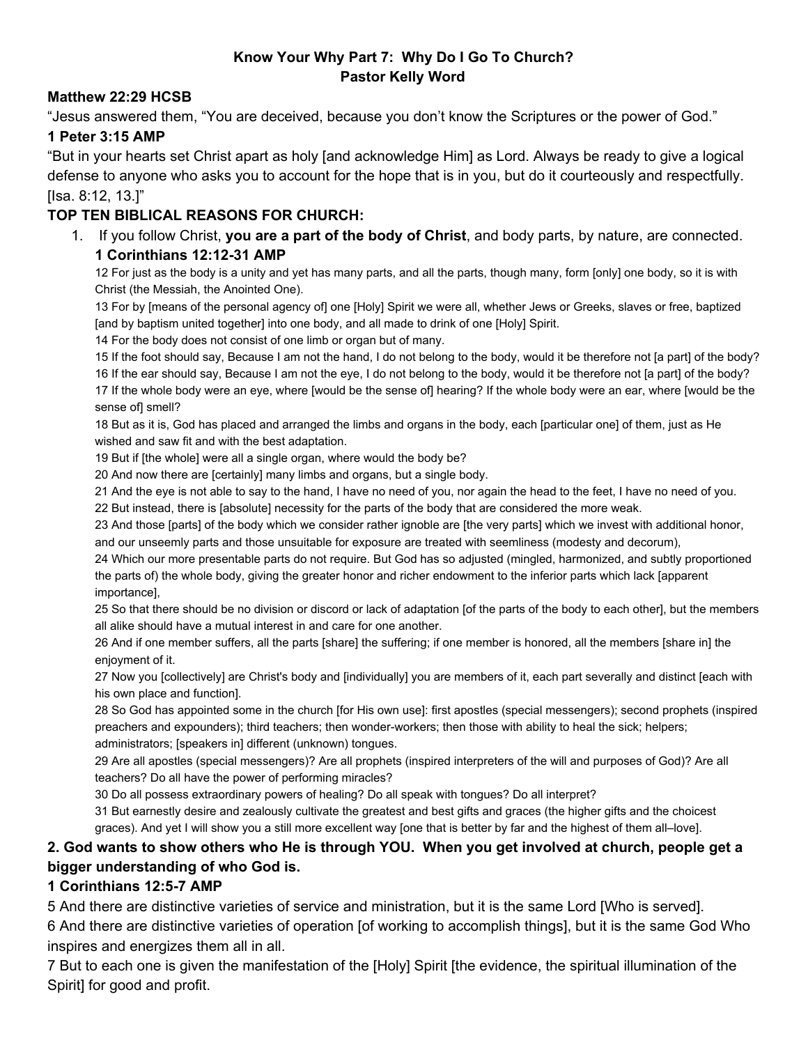**Know Your Why Part 7: Why Do I Go To Church?**
**Pastor Kelly Word**

**Matthew 22:29 HCSB**

"Jesus answered them, "You are deceived, because you don't know the Scriptures or the power of God."

**1 Peter 3:15 AMP**

"But in your hearts set Christ apart as holy [and acknowledge Him] as Lord. Always be ready to give a logical defense to anyone who asks you to account for the hope that is in you, but do it courteously and respectfully. [Isa. 8:12, 13.]"

**TOP TEN BIBLICAL REASONS FOR CHURCH:**

1. If you follow Christ, **you are a part of the body of Christ**, and body parts, by nature, are connected.

   **1 Corinthians 12:12-31 AMP**

   12 For just as the body is a unity and yet has many parts, and all the parts, though many, form [only] one body, so it is with Christ (the Messiah, the Anointed One).

   13 For by [means of the personal agency of] one [Holy] Spirit we were all, whether Jews or Greeks, slaves or free, baptized [and by baptism united together] into one body, and all made to drink of one [Holy] Spirit.

   14 For the body does not consist of one limb or organ but of many.

   15 If the foot should say, Because I am not the hand, I do not belong to the body, would it be therefore not [a part] of the body?

   16 If the ear should say, Because I am not the eye, I do not belong to the body, would it be therefore not [a part] of the body?

   17 If the whole body were an eye, where [would be the sense of] hearing? If the whole body were an ear, where [would be the sense of] smell?

   18 But as it is, God has placed and arranged the limbs and organs in the body, each [particular one] of them, just as He wished and saw fit and with the best adaptation.

   19 But if [the whole] were all a single organ, where would the body be?

   20 And now there are [certainly] many limbs and organs, but a single body.

   21 And the eye is not able to say to the hand, I have no need of you, nor again the head to the feet, I have no need of you.

   22 But instead, there is [absolute] necessity for the parts of the body that are considered the more weak.

   23 And those [parts] of the body which we consider rather ignoble are [the very parts] which we invest with additional honor, and our unseemly parts and those unsuitable for exposure are treated with seemliness (modesty and decorum),

   24 Which our more presentable parts do not require. But God has so adjusted (mingled, harmonized, and subtly proportioned the parts of) the whole body, giving the greater honor and richer endowment to the inferior parts which lack [apparent importance],

   25 So that there should be no division or discord or lack of adaptation [of the parts of the body to each other], but the members all alike should have a mutual interest in and care for one another.

   26 And if one member suffers, all the parts [share] the suffering; if one member is honored, all the members [share in] the enjoyment of it.

   27 Now you [collectively] are Christ's body and [individually] you are members of it, each part severally and distinct [each with his own place and function].

   28 So God has appointed some in the church [for His own use]: first apostles (special messengers); second prophets (inspired preachers and expounders); third teachers; then wonder-workers; then those with ability to heal the sick; helpers; administrators; [speakers in] different (unknown) tongues.

   29 Are all apostles (special messengers)? Are all prophets (inspired interpreters of the will and purposes of God)? Are all teachers? Do all have the power of performing miracles?

   30 Do all possess extraordinary powers of healing? Do all speak with tongues? Do all interpret?

   31 But earnestly desire and zealously cultivate the greatest and best gifts and graces (the higher gifts and the choicest graces). And yet I will show you a still more excellent way [one that is better by far and the highest of them all–love].

**2. God wants to show others who He is through YOU. When you get involved at church, people get a bigger understanding of who God is.**

**1 Corinthians 12:5-7 AMP**

5 And there are distinctive varieties of service and ministration, but it is the same Lord [Who is served].

6 And there are distinctive varieties of operation [of working to accomplish things], but it is the same God Who inspires and energizes them all in all.

7 But to each one is given the manifestation of the [Holy] Spirit [the evidence, the spiritual illumination of the Spirit] for good and profit.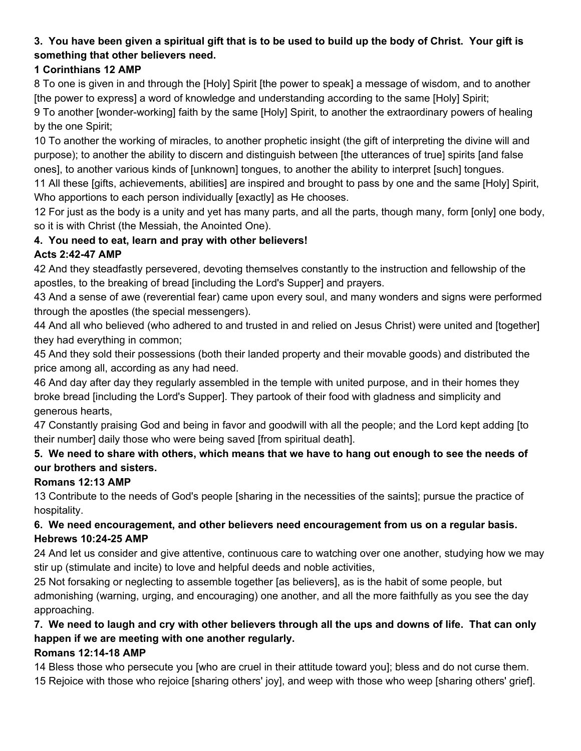**3. You have been given a spiritual gift that is to be used to build up the body of Christ. Your gift is something that other believers need.**

**1 Corinthians 12 AMP**

8 To one is given in and through the [Holy] Spirit [the power to speak] a message of wisdom, and to another [the power to express] a word of knowledge and understanding according to the same [Holy] Spirit;

9 To another [wonder-working] faith by the same [Holy] Spirit, to another the extraordinary powers of healing by the one Spirit;

10 To another the working of miracles, to another prophetic insight (the gift of interpreting the divine will and purpose); to another the ability to discern and distinguish between [the utterances of true] spirits [and false ones], to another various kinds of [unknown] tongues, to another the ability to interpret [such] tongues.

11 All these [gifts, achievements, abilities] are inspired and brought to pass by one and the same [Holy] Spirit, Who apportions to each person individually [exactly] as He chooses.

12 For just as the body is a unity and yet has many parts, and all the parts, though many, form [only] one body, so it is with Christ (the Messiah, the Anointed One).

**4. You need to eat, learn and pray with other believers!**

**Acts 2:42-47 AMP**

42 And they steadfastly persevered, devoting themselves constantly to the instruction and fellowship of the apostles, to the breaking of bread [including the Lord's Supper] and prayers.

43 And a sense of awe (reverential fear) came upon every soul, and many wonders and signs were performed through the apostles (the special messengers).

44 And all who believed (who adhered to and trusted in and relied on Jesus Christ) were united and [together] they had everything in common;

45 And they sold their possessions (both their landed property and their movable goods) and distributed the price among all, according as any had need.

46 And day after day they regularly assembled in the temple with united purpose, and in their homes they broke bread [including the Lord's Supper]. They partook of their food with gladness and simplicity and generous hearts,

47 Constantly praising God and being in favor and goodwill with all the people; and the Lord kept adding [to their number] daily those who were being saved [from spiritual death].

**5. We need to share with others, which means that we have to hang out enough to see the needs of our brothers and sisters.**

**Romans 12:13 AMP**

13 Contribute to the needs of God's people [sharing in the necessities of the saints]; pursue the practice of hospitality.

**6. We need encouragement, and other believers need encouragement from us on a regular basis.**

**Hebrews 10:24-25 AMP**

24 And let us consider and give attentive, continuous care to watching over one another, studying how we may stir up (stimulate and incite) to love and helpful deeds and noble activities,

25 Not forsaking or neglecting to assemble together [as believers], as is the habit of some people, but admonishing (warning, urging, and encouraging) one another, and all the more faithfully as you see the day approaching.

**7. We need to laugh and cry with other believers through all the ups and downs of life. That can only happen if we are meeting with one another regularly.**

**Romans 12:14-18 AMP**

14 Bless those who persecute you [who are cruel in their attitude toward you]; bless and do not curse them.

15 Rejoice with those who rejoice [sharing others' joy], and weep with those who weep [sharing others' grief].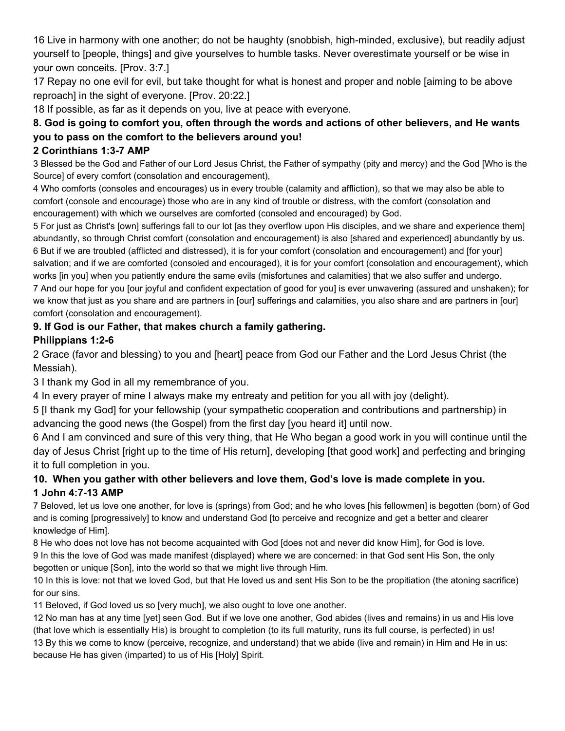16 Live in harmony with one another; do not be haughty (snobbish, high-minded, exclusive), but readily adjust yourself to [people, things] and give yourselves to humble tasks. Never overestimate yourself or be wise in your own conceits. [Prov. 3:7.]

17 Repay no one evil for evil, but take thought for what is honest and proper and noble [aiming to be above reproach] in the sight of everyone. [Prov. 20:22.]

18 If possible, as far as it depends on you, live at peace with everyone.

**8. God is going to comfort you, often through the words and actions of other believers, and He wants you to pass on the comfort to the believers around you!**

**2 Corinthians 1:3-7 AMP**

3 Blessed be the God and Father of our Lord Jesus Christ, the Father of sympathy (pity and mercy) and the God [Who is the Source] of every comfort (consolation and encouragement),

4 Who comforts (consoles and encourages) us in every trouble (calamity and affliction), so that we may also be able to comfort (console and encourage) those who are in any kind of trouble or distress, with the comfort (consolation and encouragement) with which we ourselves are comforted (consoled and encouraged) by God.

5 For just as Christ's [own] sufferings fall to our lot [as they overflow upon His disciples, and we share and experience them] abundantly, so through Christ comfort (consolation and encouragement) is also [shared and experienced] abundantly by us.

6 But if we are troubled (afflicted and distressed), it is for your comfort (consolation and encouragement) and [for your] salvation; and if we are comforted (consoled and encouraged), it is for your comfort (consolation and encouragement), which works [in you] when you patiently endure the same evils (misfortunes and calamities) that we also suffer and undergo.

7 And our hope for you [our joyful and confident expectation of good for you] is ever unwavering (assured and unshaken); for we know that just as you share and are partners in [our] sufferings and calamities, you also share and are partners in [our] comfort (consolation and encouragement).

**9. If God is our Father, that makes church a family gathering.**

**Philippians 1:2-6**

2 Grace (favor and blessing) to you and [heart] peace from God our Father and the Lord Jesus Christ (the Messiah).

3 I thank my God in all my remembrance of you.

4 In every prayer of mine I always make my entreaty and petition for you all with joy (delight).

5 [I thank my God] for your fellowship (your sympathetic cooperation and contributions and partnership) in advancing the good news (the Gospel) from the first day [you heard it] until now.

6 And I am convinced and sure of this very thing, that He Who began a good work in you will continue until the day of Jesus Christ [right up to the time of His return], developing [that good work] and perfecting and bringing it to full completion in you.

**10. When you gather with other believers and love them, God's love is made complete in you.**

**1 John 4:7-13 AMP**

7 Beloved, let us love one another, for love is (springs) from God; and he who loves [his fellowmen] is begotten (born) of God and is coming [progressively] to know and understand God [to perceive and recognize and get a better and clearer knowledge of Him].

8 He who does not love has not become acquainted with God [does not and never did know Him], for God is love.

9 In this the love of God was made manifest (displayed) where we are concerned: in that God sent His Son, the only begotten or unique [Son], into the world so that we might live through Him.

10 In this is love: not that we loved God, but that He loved us and sent His Son to be the propitiation (the atoning sacrifice) for our sins.

11 Beloved, if God loved us so [very much], we also ought to love one another.

12 No man has at any time [yet] seen God. But if we love one another, God abides (lives and remains) in us and His love (that love which is essentially His) is brought to completion (to its full maturity, runs its full course, is perfected) in us!

13 By this we come to know (perceive, recognize, and understand) that we abide (live and remain) in Him and He in us: because He has given (imparted) to us of His [Holy] Spirit.